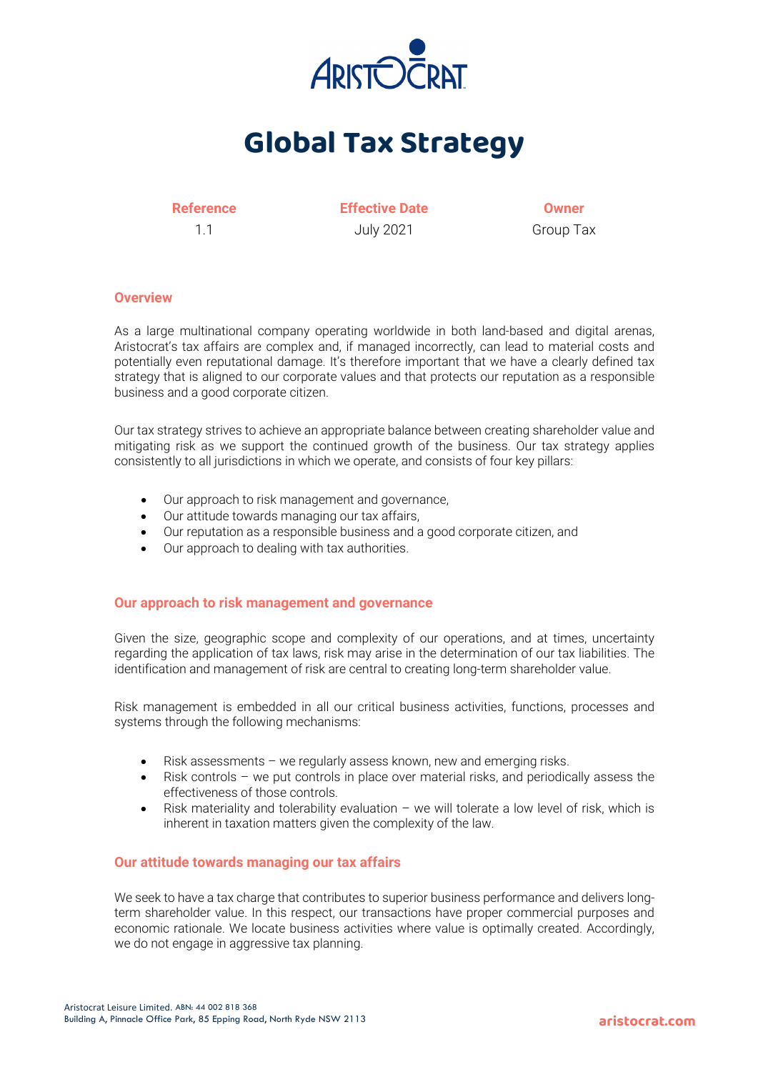# Global Tax Strategy

| Reference | Effective Date | Owner |
|---|---|---|
| 1.1 | July 2021 | Group Tax |

## Overview

As a large multinational company operating worldwide in both land-based and digital arenas, Aristocrat's tax affairs are complex and, if managed incorrectly, can lead to material costs and potentially even reputational damage. It's therefore important that we have a clearly defined tax strategy that is aligned to our corporate values and that protects our reputation as a responsible business and a good corporate citizen.

Our tax strategy strives to achieve an appropriate balance between creating shareholder value and mitigating risk as we support the continued growth of the business. Our tax strategy applies consistently to all jurisdictions in which we operate, and consists of four key pillars:

- Our approach to risk management and governance,
- Our attitude towards managing our tax affairs,
- Our reputation as a responsible business and a good corporate citizen, and
- Our approach to dealing with tax authorities.

## Our approach to risk management and governance

Given the size, geographic scope and complexity of our operations, and at times, uncertainty regarding the application of tax laws, risk may arise in the determination of our tax liabilities. The identification and management of risk are central to creating long-term shareholder value.

Risk management is embedded in all our critical business activities, functions, processes and systems through the following mechanisms:

- Risk assessments – we regularly assess known, new and emerging risks.
- Risk controls – we put controls in place over material risks, and periodically assess the effectiveness of those controls.
- Risk materiality and tolerability evaluation – we will tolerate a low level of risk, which is inherent in taxation matters given the complexity of the law.

## Our attitude towards managing our tax affairs

We seek to have a tax charge that contributes to superior business performance and delivers long-term shareholder value. In this respect, our transactions have proper commercial purposes and economic rationale. We locate business activities where value is optimally created. Accordingly, we do not engage in aggressive tax planning.

Aristocrat Leisure Limited. ABN: 44 002 818 368
Building A, Pinnacle Office Park, 85 Epping Road, North Ryde NSW 2113

aristocrat.com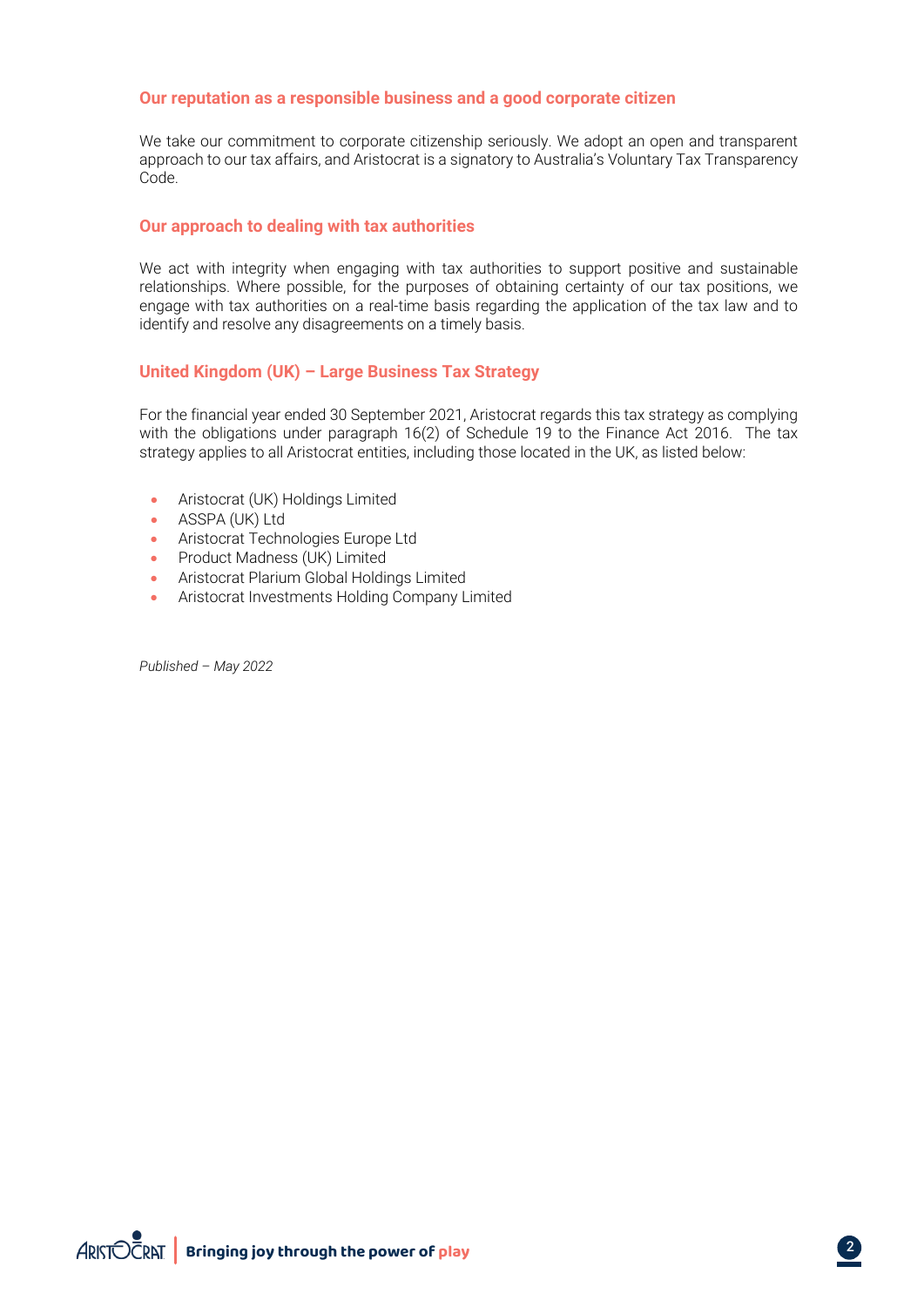## Our reputation as a responsible business and a good corporate citizen

We take our commitment to corporate citizenship seriously. We adopt an open and transparent approach to our tax affairs, and Aristocrat is a signatory to Australia's Voluntary Tax Transparency Code.

## Our approach to dealing with tax authorities

We act with integrity when engaging with tax authorities to support positive and sustainable relationships. Where possible, for the purposes of obtaining certainty of our tax positions, we engage with tax authorities on a real-time basis regarding the application of the tax law and to identify and resolve any disagreements on a timely basis.

## United Kingdom (UK) – Large Business Tax Strategy

For the financial year ended 30 September 2021, Aristocrat regards this tax strategy as complying with the obligations under paragraph 16(2) of Schedule 19 to the Finance Act 2016. The tax strategy applies to all Aristocrat entities, including those located in the UK, as listed below:

- Aristocrat (UK) Holdings Limited
- ASSPA (UK) Ltd
- Aristocrat Technologies Europe Ltd
- Product Madness (UK) Limited
- Aristocrat Plarium Global Holdings Limited
- Aristocrat Investments Holding Company Limited

*Published – May 2022*